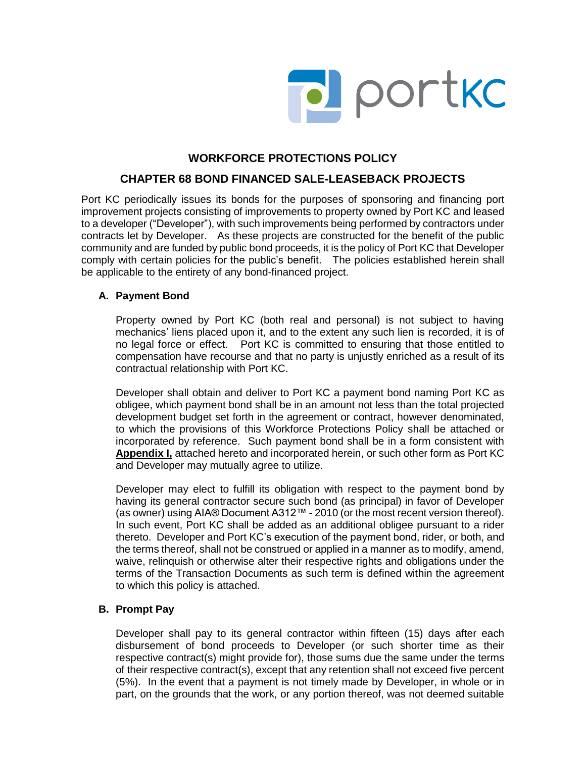# WORKFORCE PROTECTIONS POLICY

## CHAPTER 68 BOND FINANCED SALE-LEASEBACK PROJECTS

Port KC periodically issues its bonds for the purposes of sponsoring and financing port improvement projects consisting of improvements to property owned by Port KC and leased to a developer ("Developer"), with such improvements being performed by contractors under contracts let by Developer. As these projects are constructed for the benefit of the public community and are funded by public bond proceeds, it is the policy of Port KC that Developer comply with certain policies for the public's benefit. The policies established herein shall be applicable to the entirety of any bond-financed project.

### A. Payment Bond

Property owned by Port KC (both real and personal) is not subject to having mechanics' liens placed upon it, and to the extent any such lien is recorded, it is of no legal force or effect. Port KC is committed to ensuring that those entitled to compensation have recourse and that no party is unjustly enriched as a result of its contractual relationship with Port KC.

Developer shall obtain and deliver to Port KC a payment bond naming Port KC as obligee, which payment bond shall be in an amount not less than the total projected development budget set forth in the agreement or contract, however denominated, to which the provisions of this Workforce Protections Policy shall be attached or incorporated by reference. Such payment bond shall be in a form consistent with **Appendix I,** attached hereto and incorporated herein, or such other form as Port KC and Developer may mutually agree to utilize.

Developer may elect to fulfill its obligation with respect to the payment bond by having its general contractor secure such bond (as principal) in favor of Developer (as owner) using AIA® Document A312™ - 2010 (or the most recent version thereof). In such event, Port KC shall be added as an additional obligee pursuant to a rider thereto. Developer and Port KC's execution of the payment bond, rider, or both, and the terms thereof, shall not be construed or applied in a manner as to modify, amend, waive, relinquish or otherwise alter their respective rights and obligations under the terms of the Transaction Documents as such term is defined within the agreement to which this policy is attached.

### B. Prompt Pay

Developer shall pay to its general contractor within fifteen (15) days after each disbursement of bond proceeds to Developer (or such shorter time as their respective contract(s) might provide for), those sums due the same under the terms of their respective contract(s), except that any retention shall not exceed five percent (5%). In the event that a payment is not timely made by Developer, in whole or in part, on the grounds that the work, or any portion thereof, was not deemed suitable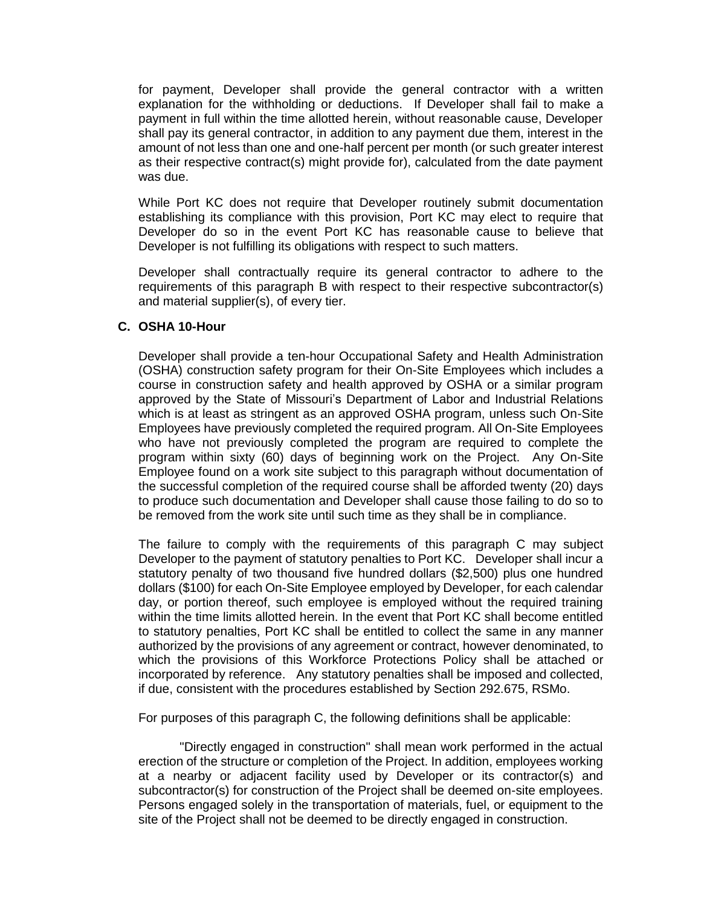for payment, Developer shall provide the general contractor with a written explanation for the withholding or deductions. If Developer shall fail to make a payment in full within the time allotted herein, without reasonable cause, Developer shall pay its general contractor, in addition to any payment due them, interest in the amount of not less than one and one-half percent per month (or such greater interest as their respective contract(s) might provide for), calculated from the date payment was due.

While Port KC does not require that Developer routinely submit documentation establishing its compliance with this provision, Port KC may elect to require that Developer do so in the event Port KC has reasonable cause to believe that Developer is not fulfilling its obligations with respect to such matters.

Developer shall contractually require its general contractor to adhere to the requirements of this paragraph B with respect to their respective subcontractor(s) and material supplier(s), of every tier.

**C. OSHA 10-Hour**

Developer shall provide a ten-hour Occupational Safety and Health Administration (OSHA) construction safety program for their On-Site Employees which includes a course in construction safety and health approved by OSHA or a similar program approved by the State of Missouri's Department of Labor and Industrial Relations which is at least as stringent as an approved OSHA program, unless such On-Site Employees have previously completed the required program. All On-Site Employees who have not previously completed the program are required to complete the program within sixty (60) days of beginning work on the Project. Any On-Site Employee found on a work site subject to this paragraph without documentation of the successful completion of the required course shall be afforded twenty (20) days to produce such documentation and Developer shall cause those failing to do so to be removed from the work site until such time as they shall be in compliance.

The failure to comply with the requirements of this paragraph C may subject Developer to the payment of statutory penalties to Port KC. Developer shall incur a statutory penalty of two thousand five hundred dollars ($2,500) plus one hundred dollars ($100) for each On-Site Employee employed by Developer, for each calendar day, or portion thereof, such employee is employed without the required training within the time limits allotted herein. In the event that Port KC shall become entitled to statutory penalties, Port KC shall be entitled to collect the same in any manner authorized by the provisions of any agreement or contract, however denominated, to which the provisions of this Workforce Protections Policy shall be attached or incorporated by reference. Any statutory penalties shall be imposed and collected, if due, consistent with the procedures established by Section 292.675, RSMo.

For purposes of this paragraph C, the following definitions shall be applicable:

"Directly engaged in construction" shall mean work performed in the actual erection of the structure or completion of the Project. In addition, employees working at a nearby or adjacent facility used by Developer or its contractor(s) and subcontractor(s) for construction of the Project shall be deemed on-site employees. Persons engaged solely in the transportation of materials, fuel, or equipment to the site of the Project shall not be deemed to be directly engaged in construction.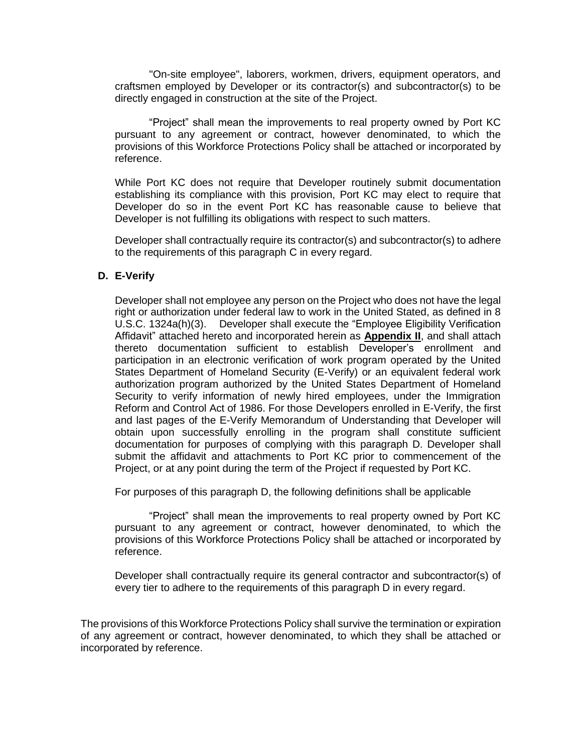"On-site employee", laborers, workmen, drivers, equipment operators, and craftsmen employed by Developer or its contractor(s) and subcontractor(s) to be directly engaged in construction at the site of the Project.

"Project" shall mean the improvements to real property owned by Port KC pursuant to any agreement or contract, however denominated, to which the provisions of this Workforce Protections Policy shall be attached or incorporated by reference.

While Port KC does not require that Developer routinely submit documentation establishing its compliance with this provision, Port KC may elect to require that Developer do so in the event Port KC has reasonable cause to believe that Developer is not fulfilling its obligations with respect to such matters.

Developer shall contractually require its contractor(s) and subcontractor(s) to adhere to the requirements of this paragraph C in every regard.

**D. E-Verify**

Developer shall not employee any person on the Project who does not have the legal right or authorization under federal law to work in the United Stated, as defined in 8 U.S.C. 1324a(h)(3). Developer shall execute the "Employee Eligibility Verification Affidavit" attached hereto and incorporated herein as **Appendix II**, and shall attach thereto documentation sufficient to establish Developer's enrollment and participation in an electronic verification of work program operated by the United States Department of Homeland Security (E-Verify) or an equivalent federal work authorization program authorized by the United States Department of Homeland Security to verify information of newly hired employees, under the Immigration Reform and Control Act of 1986. For those Developers enrolled in E-Verify, the first and last pages of the E-Verify Memorandum of Understanding that Developer will obtain upon successfully enrolling in the program shall constitute sufficient documentation for purposes of complying with this paragraph D. Developer shall submit the affidavit and attachments to Port KC prior to commencement of the Project, or at any point during the term of the Project if requested by Port KC.

For purposes of this paragraph D, the following definitions shall be applicable

"Project" shall mean the improvements to real property owned by Port KC pursuant to any agreement or contract, however denominated, to which the provisions of this Workforce Protections Policy shall be attached or incorporated by reference.

Developer shall contractually require its general contractor and subcontractor(s) of every tier to adhere to the requirements of this paragraph D in every regard.

The provisions of this Workforce Protections Policy shall survive the termination or expiration of any agreement or contract, however denominated, to which they shall be attached or incorporated by reference.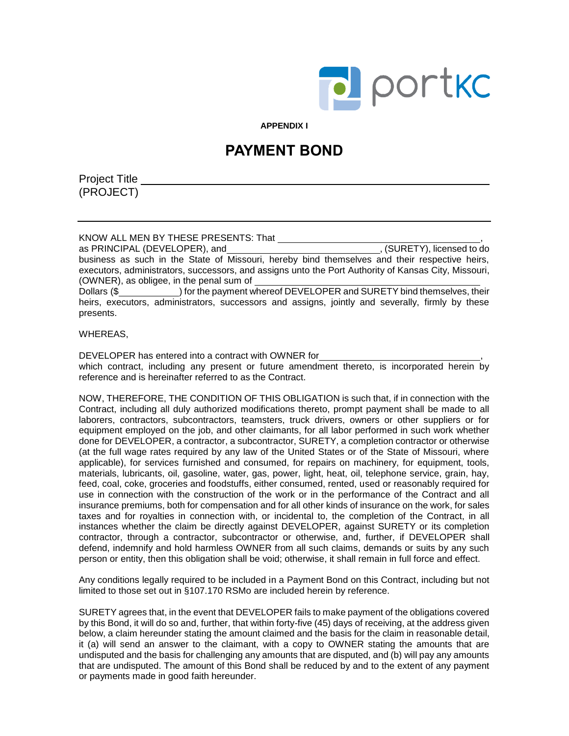**APPENDIX I**

# PAYMENT BOND

Project Title ______________________________________________
(PROJECT)

---

KNOW ALL MEN BY THESE PRESENTS: That ______________________________________, as PRINCIPAL (DEVELOPER), and______________________________, (SURETY), licensed to do business as such in the State of Missouri, hereby bind themselves and their respective heirs, executors, administrators, successors, and assigns unto the Port Authority of Kansas City, Missouri, (OWNER), as obligee, in the penal sum of ______________________________________ Dollars ($____________) for the payment whereof DEVELOPER and SURETY bind themselves, their heirs, executors, administrators, successors and assigns, jointly and severally, firmly by these presents.

WHEREAS,

DEVELOPER has entered into a contract with OWNER for______________________________, which contract, including any present or future amendment thereto, is incorporated herein by reference and is hereinafter referred to as the Contract.

NOW, THEREFORE, THE CONDITION OF THIS OBLIGATION is such that, if in connection with the Contract, including all duly authorized modifications thereto, prompt payment shall be made to all laborers, contractors, subcontractors, teamsters, truck drivers, owners or other suppliers or for equipment employed on the job, and other claimants, for all labor performed in such work whether done for DEVELOPER, a contractor, a subcontractor, SURETY, a completion contractor or otherwise (at the full wage rates required by any law of the United States or of the State of Missouri, where applicable), for services furnished and consumed, for repairs on machinery, for equipment, tools, materials, lubricants, oil, gasoline, water, gas, power, light, heat, oil, telephone service, grain, hay, feed, coal, coke, groceries and foodstuffs, either consumed, rented, used or reasonably required for use in connection with the construction of the work or in the performance of the Contract and all insurance premiums, both for compensation and for all other kinds of insurance on the work, for sales taxes and for royalties in connection with, or incidental to, the completion of the Contract, in all instances whether the claim be directly against DEVELOPER, against SURETY or its completion contractor, through a contractor, subcontractor or otherwise, and, further, if DEVELOPER shall defend, indemnify and hold harmless OWNER from all such claims, demands or suits by any such person or entity, then this obligation shall be void; otherwise, it shall remain in full force and effect.

Any conditions legally required to be included in a Payment Bond on this Contract, including but not limited to those set out in §107.170 RSMo are included herein by reference.

SURETY agrees that, in the event that DEVELOPER fails to make payment of the obligations covered by this Bond, it will do so and, further, that within forty-five (45) days of receiving, at the address given below, a claim hereunder stating the amount claimed and the basis for the claim in reasonable detail, it (a) will send an answer to the claimant, with a copy to OWNER stating the amounts that are undisputed and the basis for challenging any amounts that are disputed, and (b) will pay any amounts that are undisputed. The amount of this Bond shall be reduced by and to the extent of any payment or payments made in good faith hereunder.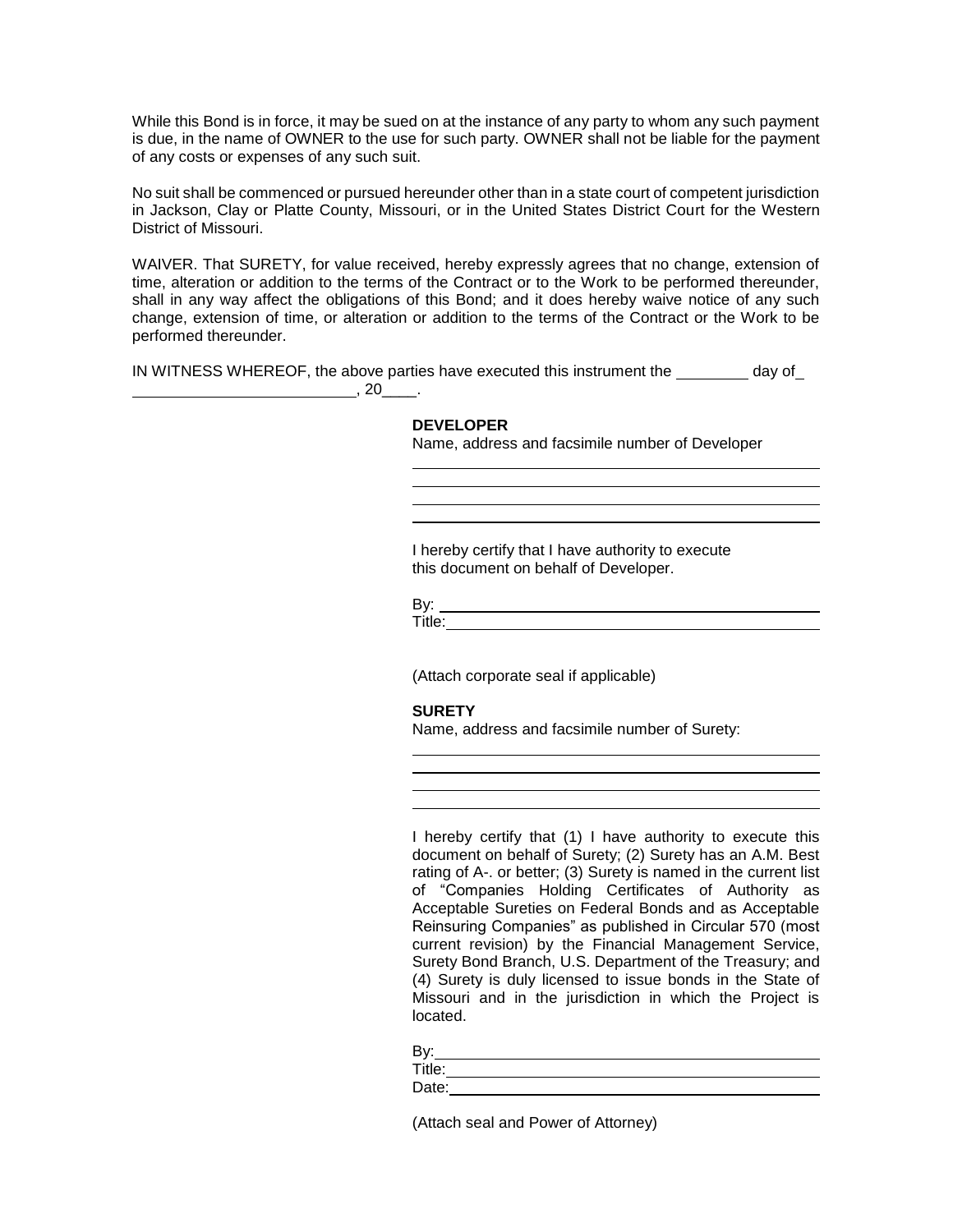While this Bond is in force, it may be sued on at the instance of any party to whom any such payment is due, in the name of OWNER to the use for such party. OWNER shall not be liable for the payment of any costs or expenses of any such suit.

No suit shall be commenced or pursued hereunder other than in a state court of competent jurisdiction in Jackson, Clay or Platte County, Missouri, or in the United States District Court for the Western District of Missouri.

WAIVER. That SURETY, for value received, hereby expressly agrees that no change, extension of time, alteration or addition to the terms of the Contract or to the Work to be performed thereunder, shall in any way affect the obligations of this Bond; and it does hereby waive notice of any such change, extension of time, or alteration or addition to the terms of the Contract or the Work to be performed thereunder.

IN WITNESS WHEREOF, the above parties have executed this instrument the ________ day of ________________________, 20____.

**DEVELOPER**

Name, address and facsimile number of Developer

____________________________________________
____________________________________________
____________________________________________
____________________________________________

I hereby certify that I have authority to execute this document on behalf of Developer.

By: ____________________________________________

Title: __________________________________________

(Attach corporate seal if applicable)

**SURETY**

Name, address and facsimile number of Surety:

____________________________________________
____________________________________________
____________________________________________
____________________________________________

I hereby certify that (1) I have authority to execute this document on behalf of Surety; (2) Surety has an A.M. Best rating of A-. or better; (3) Surety is named in the current list of "Companies Holding Certificates of Authority as Acceptable Sureties on Federal Bonds and as Acceptable Reinsuring Companies" as published in Circular 570 (most current revision) by the Financial Management Service, Surety Bond Branch, U.S. Department of the Treasury; and (4) Surety is duly licensed to issue bonds in the State of Missouri and in the jurisdiction in which the Project is located.

By: ____________________________________________

Title: __________________________________________

Date: __________________________________________

(Attach seal and Power of Attorney)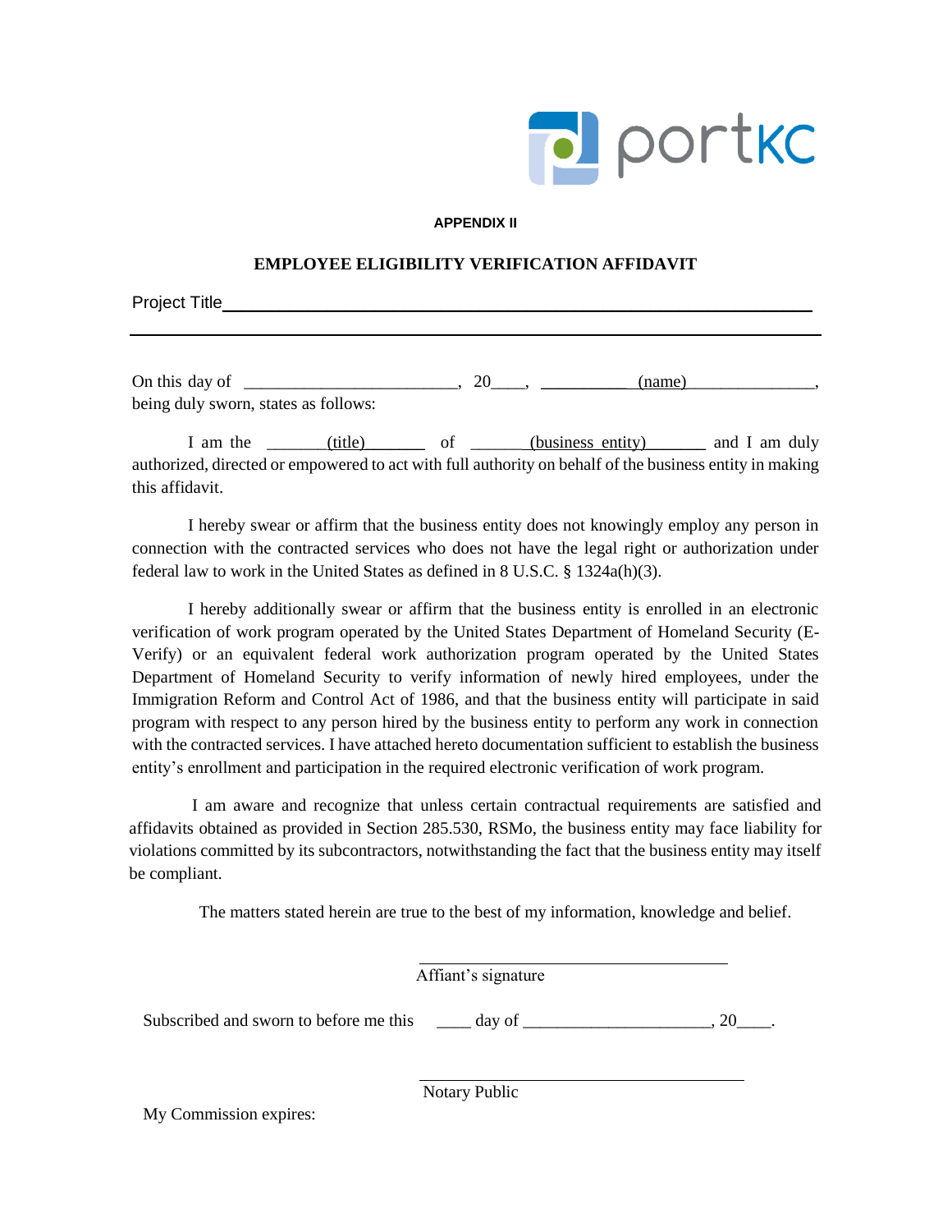**APPENDIX II**

**EMPLOYEE ELIGIBILITY VERIFICATION AFFIDAVIT**

Project Title\_\_\_\_\_\_\_\_\_\_\_\_\_\_\_\_\_\_\_\_\_\_\_\_\_\_\_\_\_\_\_\_\_\_\_\_\_\_\_\_\_\_\_\_\_\_\_\_\_\_\_\_\_\_\_\_\_\_\_\_

\_\_\_\_\_\_\_\_\_\_\_\_\_\_\_\_\_\_\_\_\_\_\_\_\_\_\_\_\_\_\_\_\_\_\_\_\_\_\_\_\_\_\_\_\_\_\_\_\_\_\_\_\_\_\_\_\_\_\_\_\_\_\_\_\_\_\_\_\_\_

On this day of \_\_\_\_\_\_\_\_\_\_\_\_\_\_\_\_\_\_\_\_\_\_\_\_\_, 20\_\_\_\_, \_\_\_\_\_\_\_\_\_\_\_ (name)\_\_\_\_\_\_\_\_\_\_\_\_\_\_\_, being duly sworn, states as follows:

I am the \_\_\_\_\_\_\_(title)\_\_\_\_\_\_\_ of \_\_\_\_\_\_(business entity)\_\_\_\_\_\_\_ and I am duly authorized, directed or empowered to act with full authority on behalf of the business entity in making this affidavit.

I hereby swear or affirm that the business entity does not knowingly employ any person in connection with the contracted services who does not have the legal right or authorization under federal law to work in the United States as defined in 8 U.S.C. § 1324a(h)(3).

I hereby additionally swear or affirm that the business entity is enrolled in an electronic verification of work program operated by the United States Department of Homeland Security (E-Verify) or an equivalent federal work authorization program operated by the United States Department of Homeland Security to verify information of newly hired employees, under the Immigration Reform and Control Act of 1986, and that the business entity will participate in said program with respect to any person hired by the business entity to perform any work in connection with the contracted services. I have attached hereto documentation sufficient to establish the business entity's enrollment and participation in the required electronic verification of work program.

I am aware and recognize that unless certain contractual requirements are satisfied and affidavits obtained as provided in Section 285.530, RSMo, the business entity may face liability for violations committed by its subcontractors, notwithstanding the fact that the business entity may itself be compliant.

The matters stated herein are true to the best of my information, knowledge and belief.

\_\_\_\_\_\_\_\_\_\_\_\_\_\_\_\_\_\_\_\_\_\_\_\_\_\_\_\_\_\_\_\_\_\_\_
Affiant's signature

Subscribed and sworn to before me this \_\_\_\_ day of \_\_\_\_\_\_\_\_\_\_\_\_\_\_\_\_\_\_\_\_\_\_, 20\_\_\_\_.

\_\_\_\_\_\_\_\_\_\_\_\_\_\_\_\_\_\_\_\_\_\_\_\_\_\_\_\_\_\_\_\_\_\_\_
Notary Public

My Commission expires: